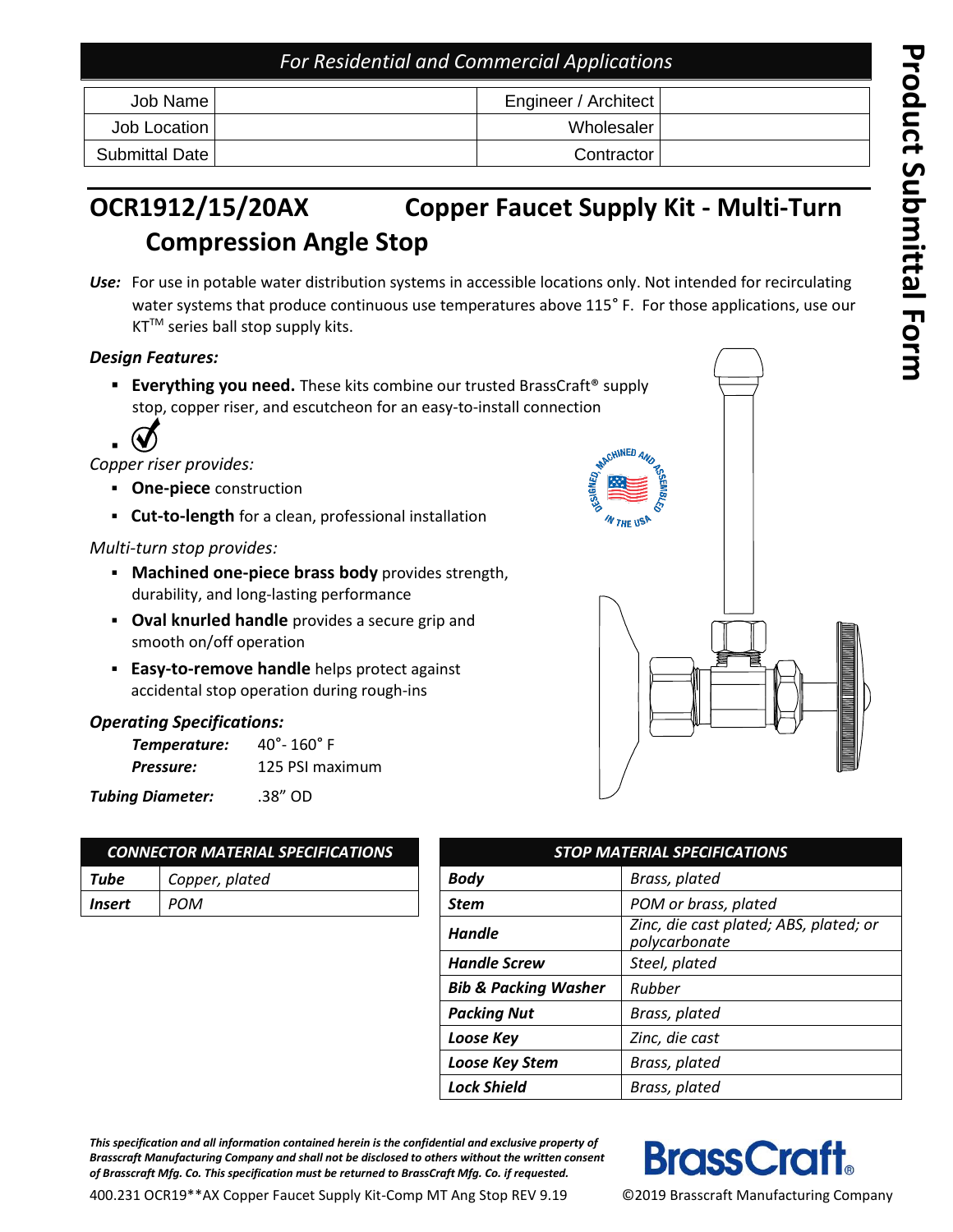*For Residential and Commercial Applications*

| Job Name | | Engineer / Architect | |
|---|---|---|---|
| Job Location | | Wholesaler | |
| Submittal Date | | Contractor | |

Product Submittal Form

# OCR1912/15/20AX Copper Faucet Supply Kit - Multi-Turn Compression Angle Stop

***Use:*** For use in potable water distribution systems in accessible locations only. Not intended for recirculating water systems that produce continuous use temperatures above 115˚ F. For those applications, use our KT™ series ball stop supply kits.

### *Design Features:*

- **Everything you need.** These kits combine our trusted BrassCraft® supply stop, copper riser, and escutcheon for an easy-to-install connection
- 

*Copper riser provides:*

- **One-piece** construction
- **Cut-to-length** for a clean, professional installation

*Multi-turn stop provides:*

- **Machined one-piece brass body** provides strength, durability, and long-lasting performance
- **Oval knurled handle** provides a secure grip and smooth on/off operation
- **Easy-to-remove handle** helps protect against accidental stop operation during rough-ins

DESIGNED, MACHINED AND ASSEMBLED IN THE USA

### *Operating Specifications:*

| | |
|---|---|
| ***Temperature:*** | 40˚- 160˚ F |
| ***Pressure:*** | 125 PSI maximum |
| ***Tubing Diameter:*** | .38" OD |

| *CONNECTOR MATERIAL SPECIFICATIONS* | |
|---|---|
| ***Tube*** | *Copper, plated* |
| ***Insert*** | *POM* |

| *STOP MATERIAL SPECIFICATIONS* | |
|---|---|
| ***Body*** | *Brass, plated* |
| ***Stem*** | *POM or brass, plated* |
| ***Handle*** | *Zinc, die cast plated; ABS, plated; or polycarbonate* |
| ***Handle Screw*** | *Steel, plated* |
| ***Bib & Packing Washer*** | *Rubber* |
| ***Packing Nut*** | *Brass, plated* |
| ***Loose Key*** | *Zinc, die cast* |
| ***Loose Key Stem*** | *Brass, plated* |
| ***Lock Shield*** | *Brass, plated* |

***This specification and all information contained herein is the confidential and exclusive property of Brasscraft Manufacturing Company and shall not be disclosed to others without the written consent of Brasscraft Mfg. Co. This specification must be returned to BrassCraft Mfg. Co. if requested.***

400.231 OCR19**AX Copper Faucet Supply Kit-Comp MT Ang Stop REV 9.19

BrassCraft®

©2019 Brasscraft Manufacturing Company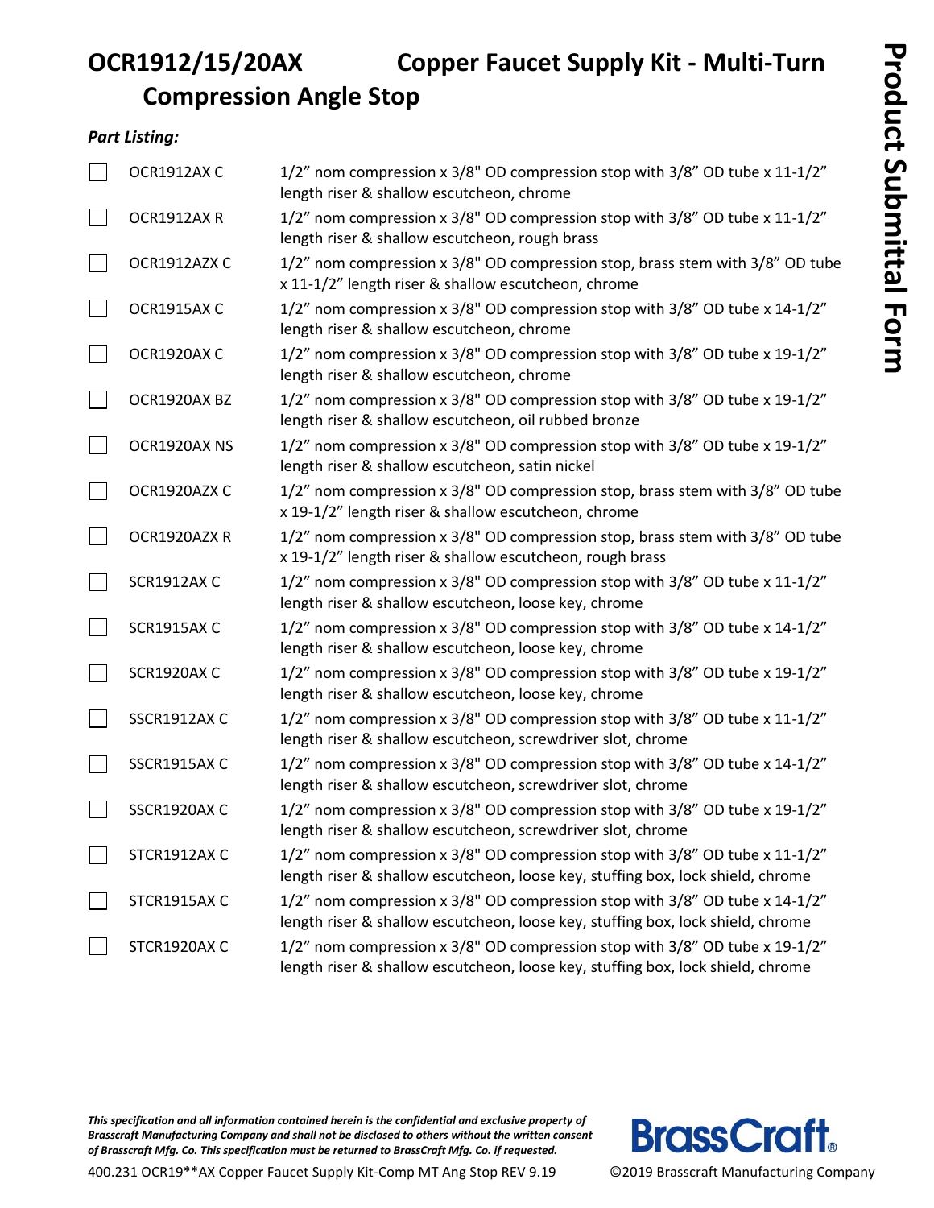# OCR1912/15/20AX Copper Faucet Supply Kit - Multi-Turn Compression Angle Stop

**Product Submittal Form**

***Part Listing:***

| | Part Number | Description |
|---|---|---|
| ☐ | OCR1912AX C | 1/2" nom compression x 3/8" OD compression stop with 3/8" OD tube x 11-1/2" length riser & shallow escutcheon, chrome |
| ☐ | OCR1912AX R | 1/2" nom compression x 3/8" OD compression stop with 3/8" OD tube x 11-1/2" length riser & shallow escutcheon, rough brass |
| ☐ | OCR1912AZX C | 1/2" nom compression x 3/8" OD compression stop, brass stem with 3/8" OD tube x 11-1/2" length riser & shallow escutcheon, chrome |
| ☐ | OCR1915AX C | 1/2" nom compression x 3/8" OD compression stop with 3/8" OD tube x 14-1/2" length riser & shallow escutcheon, chrome |
| ☐ | OCR1920AX C | 1/2" nom compression x 3/8" OD compression stop with 3/8" OD tube x 19-1/2" length riser & shallow escutcheon, chrome |
| ☐ | OCR1920AX BZ | 1/2" nom compression x 3/8" OD compression stop with 3/8" OD tube x 19-1/2" length riser & shallow escutcheon, oil rubbed bronze |
| ☐ | OCR1920AX NS | 1/2" nom compression x 3/8" OD compression stop with 3/8" OD tube x 19-1/2" length riser & shallow escutcheon, satin nickel |
| ☐ | OCR1920AZX C | 1/2" nom compression x 3/8" OD compression stop, brass stem with 3/8" OD tube x 19-1/2" length riser & shallow escutcheon, chrome |
| ☐ | OCR1920AZX R | 1/2" nom compression x 3/8" OD compression stop, brass stem with 3/8" OD tube x 19-1/2" length riser & shallow escutcheon, rough brass |
| ☐ | SCR1912AX C | 1/2" nom compression x 3/8" OD compression stop with 3/8" OD tube x 11-1/2" length riser & shallow escutcheon, loose key, chrome |
| ☐ | SCR1915AX C | 1/2" nom compression x 3/8" OD compression stop with 3/8" OD tube x 14-1/2" length riser & shallow escutcheon, loose key, chrome |
| ☐ | SCR1920AX C | 1/2" nom compression x 3/8" OD compression stop with 3/8" OD tube x 19-1/2" length riser & shallow escutcheon, loose key, chrome |
| ☐ | SSCR1912AX C | 1/2" nom compression x 3/8" OD compression stop with 3/8" OD tube x 11-1/2" length riser & shallow escutcheon, screwdriver slot, chrome |
| ☐ | SSCR1915AX C | 1/2" nom compression x 3/8" OD compression stop with 3/8" OD tube x 14-1/2" length riser & shallow escutcheon, screwdriver slot, chrome |
| ☐ | SSCR1920AX C | 1/2" nom compression x 3/8" OD compression stop with 3/8" OD tube x 19-1/2" length riser & shallow escutcheon, screwdriver slot, chrome |
| ☐ | STCR1912AX C | 1/2" nom compression x 3/8" OD compression stop with 3/8" OD tube x 11-1/2" length riser & shallow escutcheon, loose key, stuffing box, lock shield, chrome |
| ☐ | STCR1915AX C | 1/2" nom compression x 3/8" OD compression stop with 3/8" OD tube x 14-1/2" length riser & shallow escutcheon, loose key, stuffing box, lock shield, chrome |
| ☐ | STCR1920AX C | 1/2" nom compression x 3/8" OD compression stop with 3/8" OD tube x 19-1/2" length riser & shallow escutcheon, loose key, stuffing box, lock shield, chrome |

***This specification and all information contained herein is the confidential and exclusive property of Brasscraft Manufacturing Company and shall not be disclosed to others without the written consent of Brasscraft Mfg. Co. This specification must be returned to BrassCraft Mfg. Co. if requested.***

400.231 OCR19**AX Copper Faucet Supply Kit-Comp MT Ang Stop REV 9.19

BrassCraft®

©2019 Brasscraft Manufacturing Company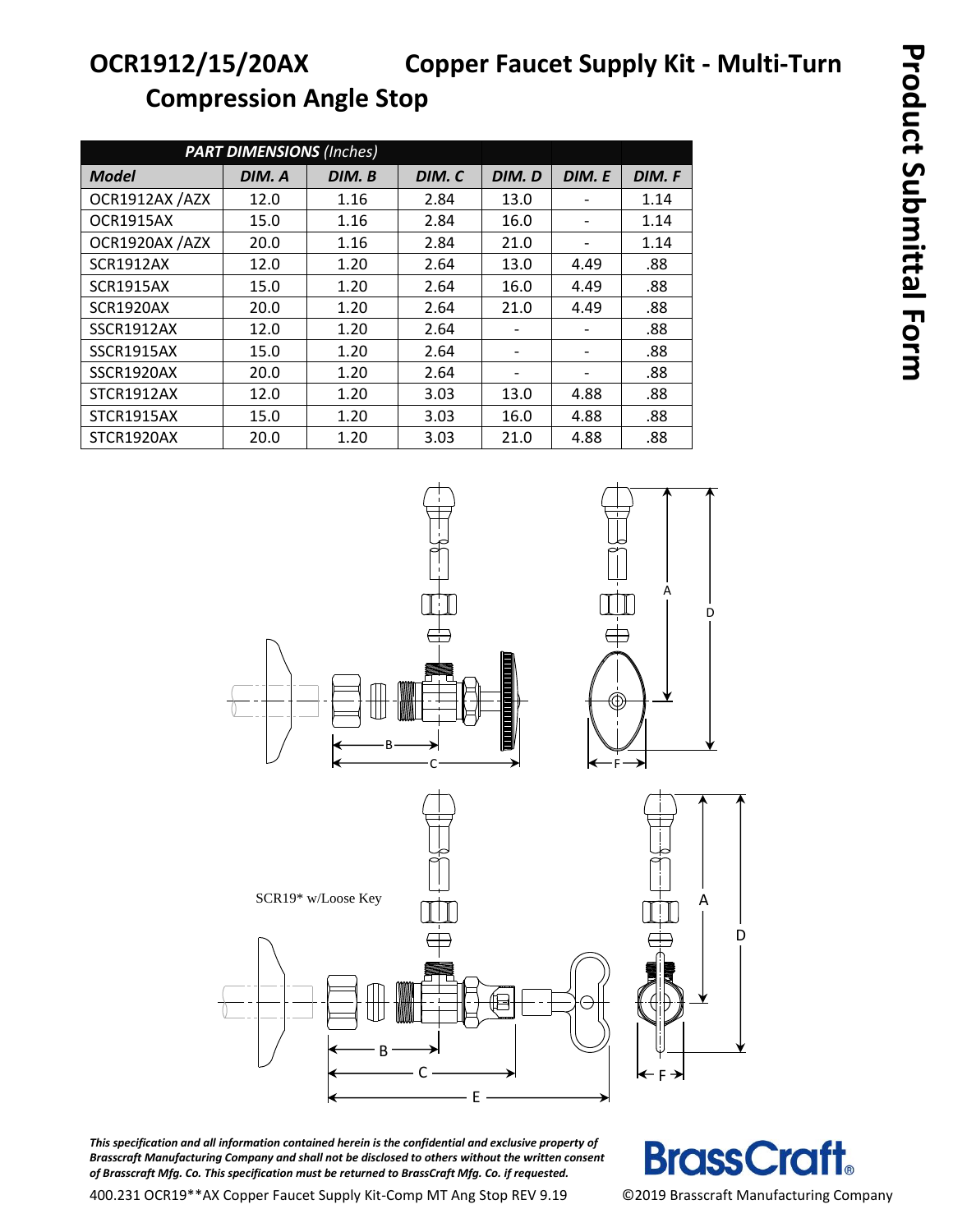# OCR1912/15/20AX Copper Faucet Supply Kit - Multi-Turn Compression Angle Stop

Product Submittal Form

| *PART DIMENSIONS (Inches)* | | | | | | |
|---|---|---|---|---|---|---|
| ***Model*** | ***DIM. A*** | ***DIM. B*** | ***DIM. C*** | ***DIM. D*** | ***DIM. E*** | ***DIM. F*** |
| OCR1912AX /AZX | 12.0 | 1.16 | 2.84 | 13.0 | - | 1.14 |
| OCR1915AX | 15.0 | 1.16 | 2.84 | 16.0 | - | 1.14 |
| OCR1920AX /AZX | 20.0 | 1.16 | 2.84 | 21.0 | - | 1.14 |
| SCR1912AX | 12.0 | 1.20 | 2.64 | 13.0 | 4.49 | .88 |
| SCR1915AX | 15.0 | 1.20 | 2.64 | 16.0 | 4.49 | .88 |
| SCR1920AX | 20.0 | 1.20 | 2.64 | 21.0 | 4.49 | .88 |
| SSCR1912AX | 12.0 | 1.20 | 2.64 | - | - | .88 |
| SSCR1915AX | 15.0 | 1.20 | 2.64 | - | - | .88 |
| SSCR1920AX | 20.0 | 1.20 | 2.64 | - | - | .88 |
| STCR1912AX | 12.0 | 1.20 | 3.03 | 13.0 | 4.88 | .88 |
| STCR1915AX | 15.0 | 1.20 | 3.03 | 16.0 | 4.88 | .88 |
| STCR1920AX | 20.0 | 1.20 | 3.03 | 21.0 | 4.88 | .88 |

SCR19* w/Loose Key

*This specification and all information contained herein is the confidential and exclusive property of Brasscraft Manufacturing Company and shall not be disclosed to others without the written consent of Brasscraft Mfg. Co. This specification must be returned to BrassCraft Mfg. Co. if requested.*

400.231 OCR19**AX Copper Faucet Supply Kit-Comp MT Ang Stop REV 9.19

BrassCraft®

©2019 Brasscraft Manufacturing Company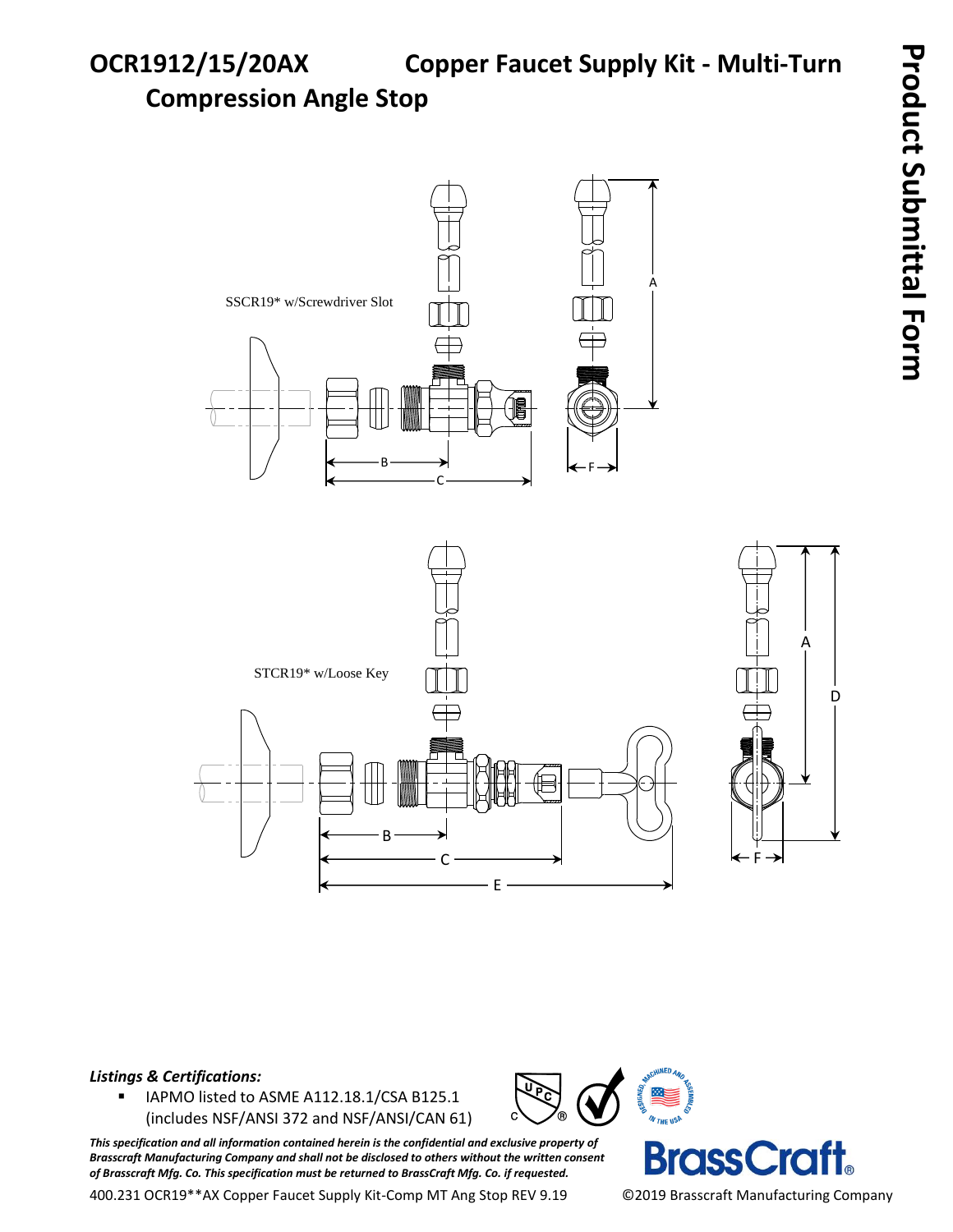# OCR1912/15/20AX Copper Faucet Supply Kit - Multi-Turn Compression Angle Stop

Product Submittal Form

SSCR19* w/Screwdriver Slot

A

B

C

F

STCR19* w/Loose Key

A

D

B

C

E

F

***Listings & Certifications:***

- IAPMO listed to ASME A112.18.1/CSA B125.1 (includes NSF/ANSI 372 and NSF/ANSI/CAN 61)

***This specification and all information contained herein is the confidential and exclusive property of Brasscraft Manufacturing Company and shall not be disclosed to others without the written consent of Brasscraft Mfg. Co. This specification must be returned to BrassCraft Mfg. Co. if requested.***

BrassCraft

400.231 OCR19**AX Copper Faucet Supply Kit-Comp MT Ang Stop REV 9.19

©2019 Brasscraft Manufacturing Company